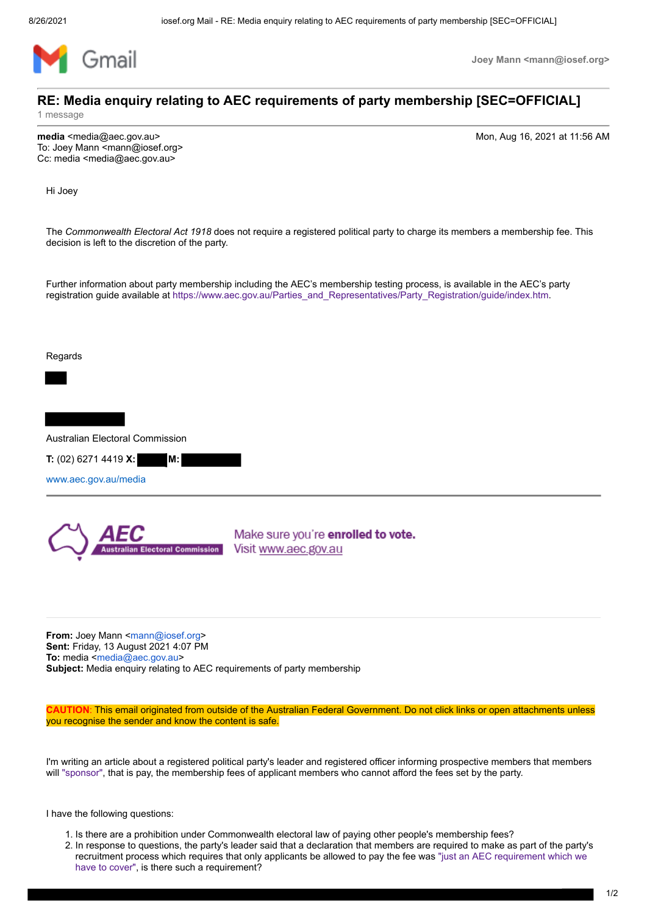# RE: Media enquiry relating to AEC requirements of party membership [SEC=OFFICIAL]

1 message

**media** <media@aec.gov.au> — Mon, Aug 16, 2021 at 11:56 AM
To: Joey Mann <mann@iosef.org>
Cc: media <media@aec.gov.au>

Hi Joey

The *Commonwealth Electoral Act 1918* does not require a registered political party to charge its members a membership fee. This decision is left to the discretion of the party.

Further information about party membership including the AEC's membership testing process, is available in the AEC's party registration guide available at https://www.aec.gov.au/Parties_and_Representatives/Party_Registration/guide/index.htm.

Regards

Australian Electoral Commission

**T:** (02) 6271 4419 **X:** **M:**

www.aec.gov.au/media

AEC Australian Electoral Commission — Make sure you're **enrolled to vote.** Visit www.aec.gov.au

**From:** Joey Mann <mann@iosef.org>
**Sent:** Friday, 13 August 2021 4:07 PM
**To:** media <media@aec.gov.au>
**Subject:** Media enquiry relating to AEC requirements of party membership

**CAUTION:** This email originated from outside of the Australian Federal Government. Do not click links or open attachments unless you recognise the sender and know the content is safe.

I'm writing an article about a registered political party's leader and registered officer informing prospective members that members will "sponsor", that is pay, the membership fees of applicant members who cannot afford the fees set by the party.

I have the following questions:

1. Is there are a prohibition under Commonwealth electoral law of paying other people's membership fees?
2. In response to questions, the party's leader said that a declaration that members are required to make as part of the party's recruitment process which requires that only applicants be allowed to pay the fee was "just an AEC requirement which we have to cover", is there such a requirement?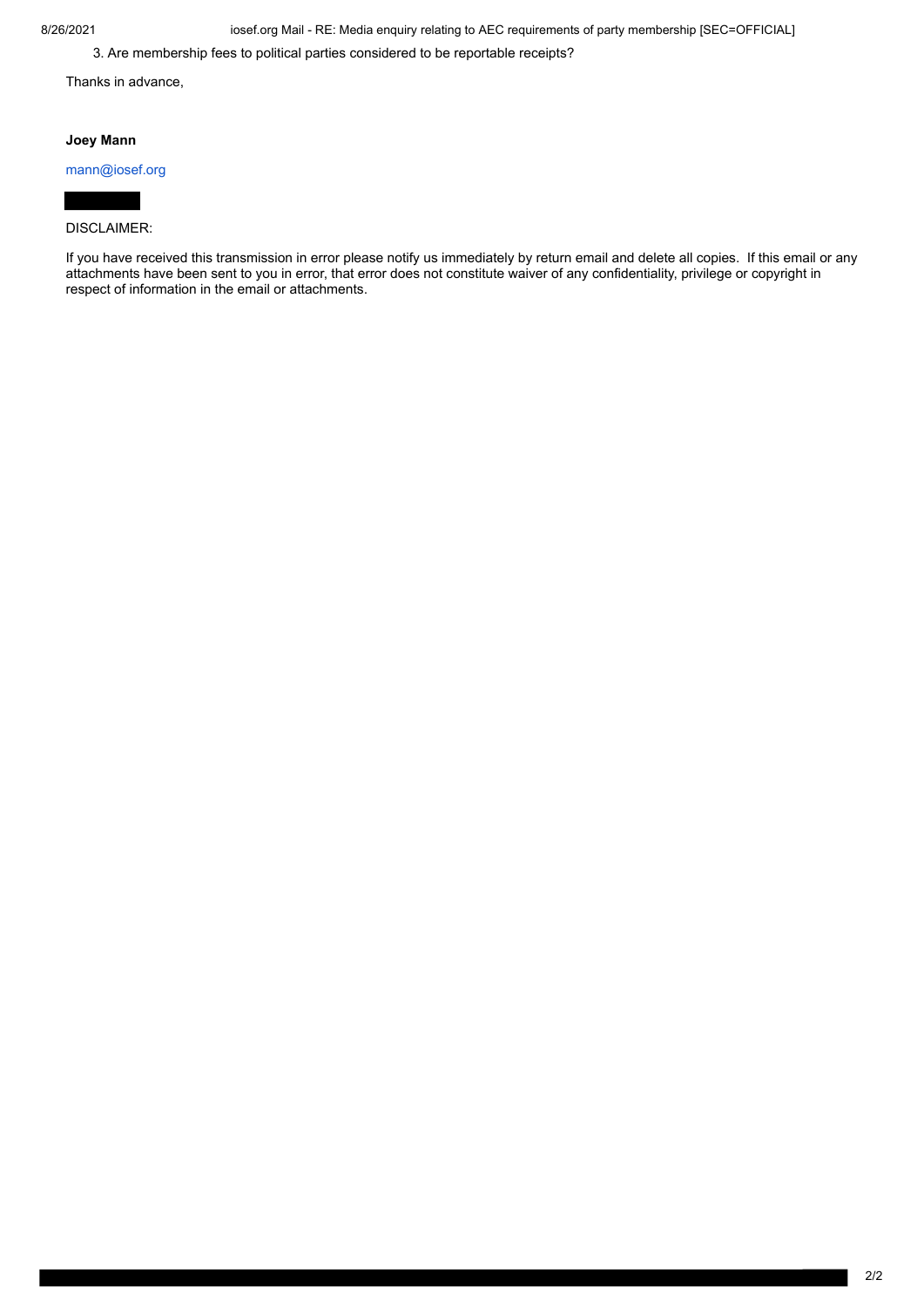3. Are membership fees to political parties considered to be reportable receipts?

Thanks in advance,

**Joey Mann**

mann@iosef.org

DISCLAIMER:

If you have received this transmission in error please notify us immediately by return email and delete all copies. If this email or any attachments have been sent to you in error, that error does not constitute waiver of any confidentiality, privilege or copyright in respect of information in the email or attachments.